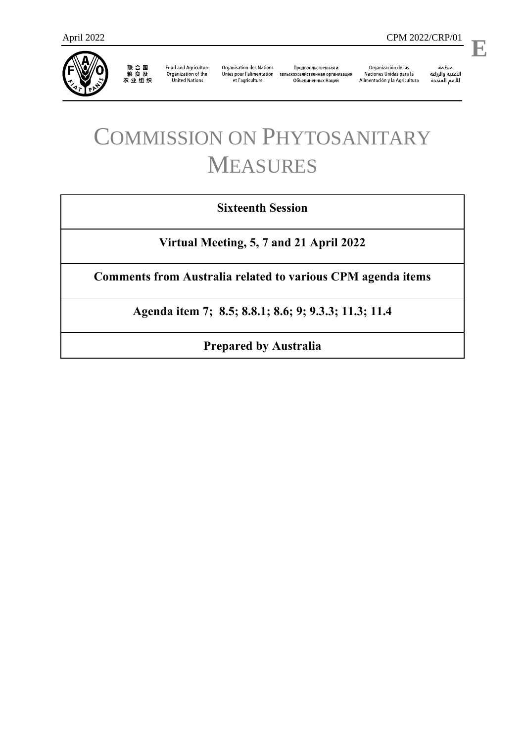April 2022 CPM 2022/CRP/01

E

联合国粮食及农业组织 | Food and Agriculture Organization of the United Nations | Organisation des Nations Unies pour l'alimentation et l'agriculture | Продовольственная и сельскохозяйственная организация Объединенных Наций | Organización de las Naciones Unidas para la Alimentación y la Agricultura | منظمة الأغذية والزراعة للأمم المتحدة

# COMMISSION ON PHYTOSANITARY MEASURES

**Sixteenth Session**

**Virtual Meeting, 5, 7 and 21 April 2022**

**Comments from Australia related to various CPM agenda items**

**Agenda item 7; 8.5; 8.8.1; 8.6; 9; 9.3.3; 11.3; 11.4**

**Prepared by Australia**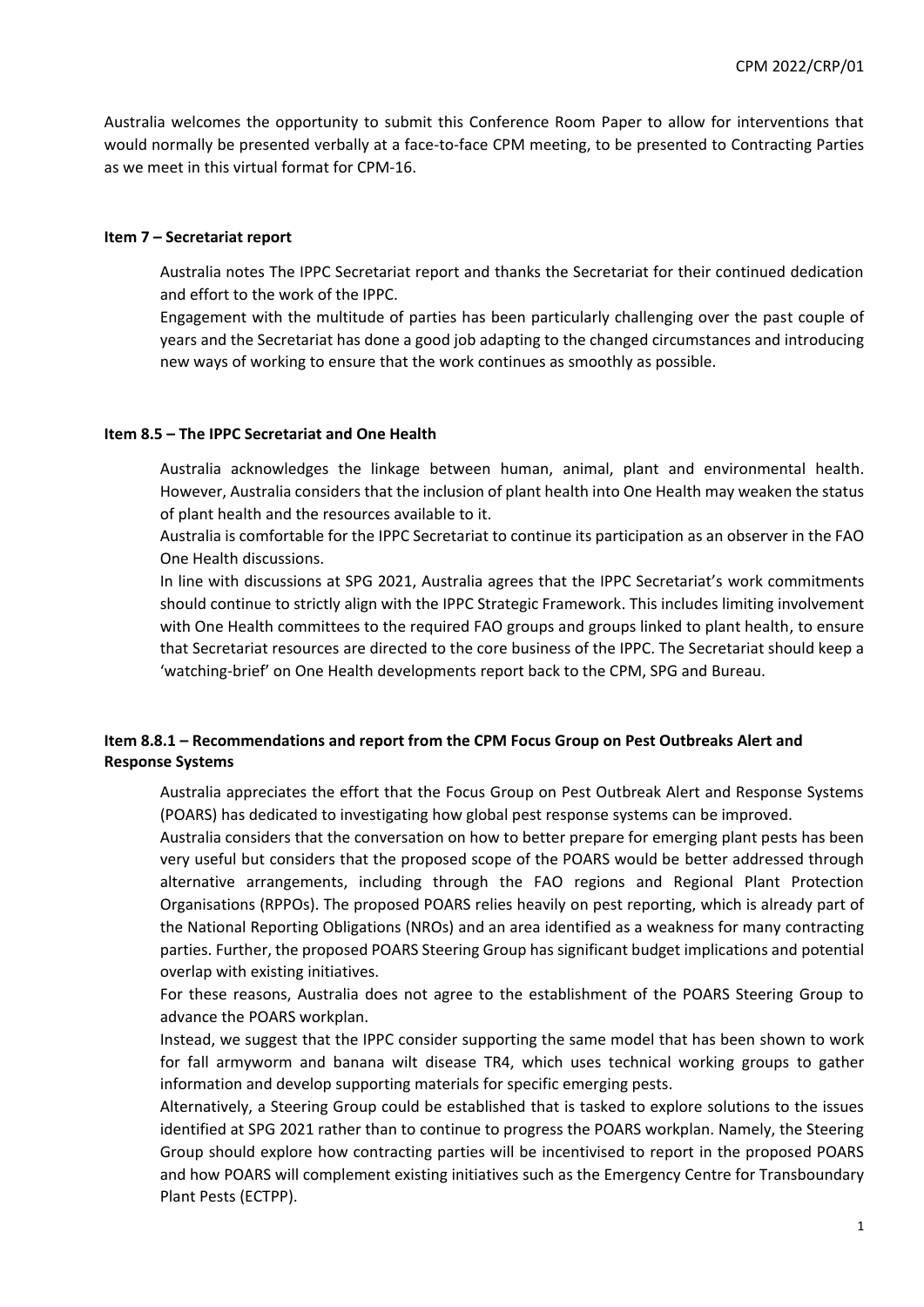Australia welcomes the opportunity to submit this Conference Room Paper to allow for interventions that would normally be presented verbally at a face-to-face CPM meeting, to be presented to Contracting Parties as we meet in this virtual format for CPM-16.

**Item 7 – Secretariat report**

Australia notes The IPPC Secretariat report and thanks the Secretariat for their continued dedication and effort to the work of the IPPC.

Engagement with the multitude of parties has been particularly challenging over the past couple of years and the Secretariat has done a good job adapting to the changed circumstances and introducing new ways of working to ensure that the work continues as smoothly as possible.

**Item 8.5 – The IPPC Secretariat and One Health**

Australia acknowledges the linkage between human, animal, plant and environmental health. However, Australia considers that the inclusion of plant health into One Health may weaken the status of plant health and the resources available to it.

Australia is comfortable for the IPPC Secretariat to continue its participation as an observer in the FAO One Health discussions.

In line with discussions at SPG 2021, Australia agrees that the IPPC Secretariat's work commitments should continue to strictly align with the IPPC Strategic Framework. This includes limiting involvement with One Health committees to the required FAO groups and groups linked to plant health, to ensure that Secretariat resources are directed to the core business of the IPPC. The Secretariat should keep a 'watching-brief' on One Health developments report back to the CPM, SPG and Bureau.

**Item 8.8.1 – Recommendations and report from the CPM Focus Group on Pest Outbreaks Alert and Response Systems**

Australia appreciates the effort that the Focus Group on Pest Outbreak Alert and Response Systems (POARS) has dedicated to investigating how global pest response systems can be improved.

Australia considers that the conversation on how to better prepare for emerging plant pests has been very useful but considers that the proposed scope of the POARS would be better addressed through alternative arrangements, including through the FAO regions and Regional Plant Protection Organisations (RPPOs). The proposed POARS relies heavily on pest reporting, which is already part of the National Reporting Obligations (NROs) and an area identified as a weakness for many contracting parties. Further, the proposed POARS Steering Group has significant budget implications and potential overlap with existing initiatives.

For these reasons, Australia does not agree to the establishment of the POARS Steering Group to advance the POARS workplan.

Instead, we suggest that the IPPC consider supporting the same model that has been shown to work for fall armyworm and banana wilt disease TR4, which uses technical working groups to gather information and develop supporting materials for specific emerging pests.

Alternatively, a Steering Group could be established that is tasked to explore solutions to the issues identified at SPG 2021 rather than to continue to progress the POARS workplan. Namely, the Steering Group should explore how contracting parties will be incentivised to report in the proposed POARS and how POARS will complement existing initiatives such as the Emergency Centre for Transboundary Plant Pests (ECTPP).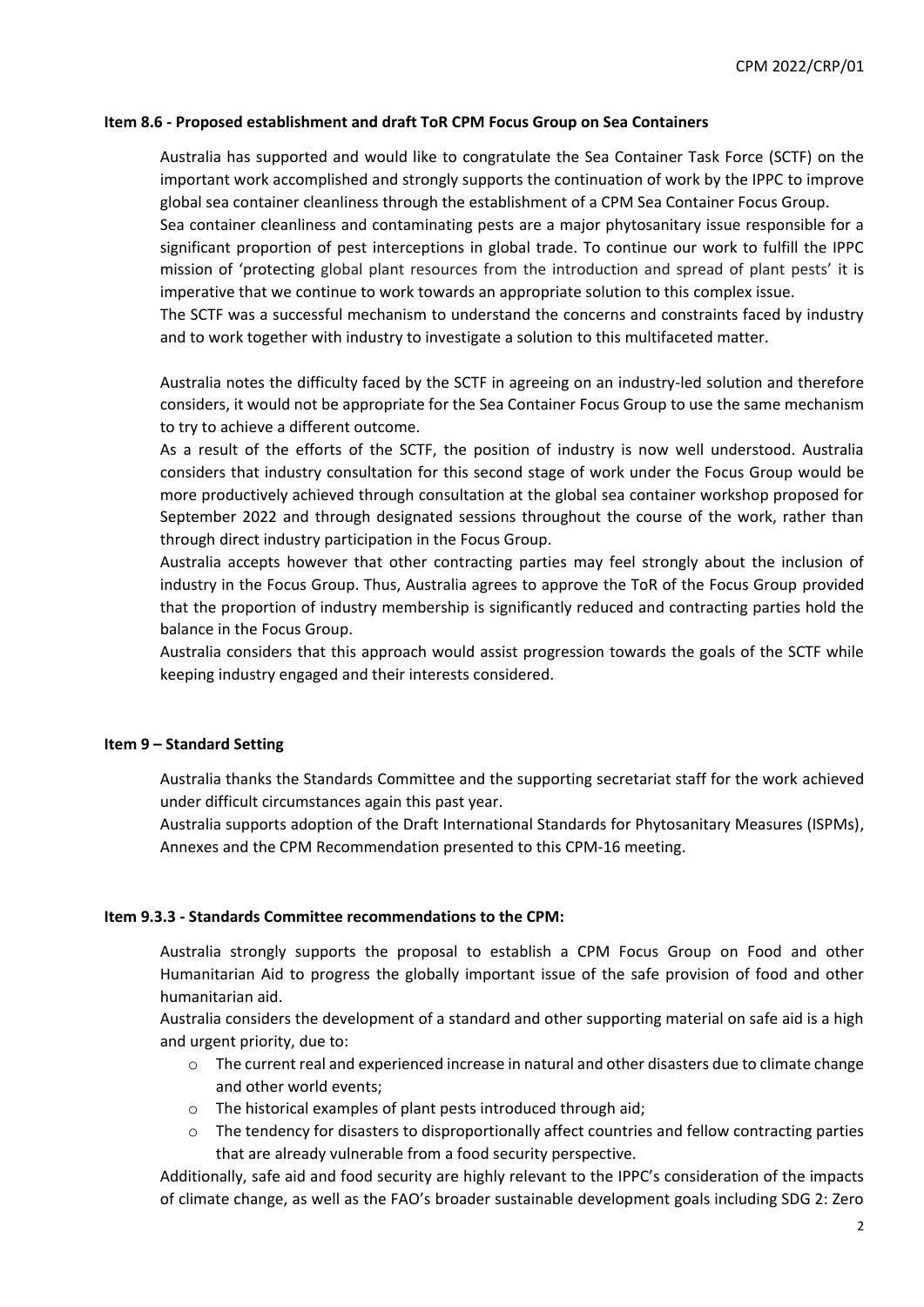**Item 8.6 - Proposed establishment and draft ToR CPM Focus Group on Sea Containers**

Australia has supported and would like to congratulate the Sea Container Task Force (SCTF) on the important work accomplished and strongly supports the continuation of work by the IPPC to improve global sea container cleanliness through the establishment of a CPM Sea Container Focus Group.

Sea container cleanliness and contaminating pests are a major phytosanitary issue responsible for a significant proportion of pest interceptions in global trade. To continue our work to fulfill the IPPC mission of 'protecting global plant resources from the introduction and spread of plant pests' it is imperative that we continue to work towards an appropriate solution to this complex issue.

The SCTF was a successful mechanism to understand the concerns and constraints faced by industry and to work together with industry to investigate a solution to this multifaceted matter.

Australia notes the difficulty faced by the SCTF in agreeing on an industry-led solution and therefore considers, it would not be appropriate for the Sea Container Focus Group to use the same mechanism to try to achieve a different outcome.

As a result of the efforts of the SCTF, the position of industry is now well understood. Australia considers that industry consultation for this second stage of work under the Focus Group would be more productively achieved through consultation at the global sea container workshop proposed for September 2022 and through designated sessions throughout the course of the work, rather than through direct industry participation in the Focus Group.

Australia accepts however that other contracting parties may feel strongly about the inclusion of industry in the Focus Group. Thus, Australia agrees to approve the ToR of the Focus Group provided that the proportion of industry membership is significantly reduced and contracting parties hold the balance in the Focus Group.

Australia considers that this approach would assist progression towards the goals of the SCTF while keeping industry engaged and their interests considered.

**Item 9 – Standard Setting**

Australia thanks the Standards Committee and the supporting secretariat staff for the work achieved under difficult circumstances again this past year.

Australia supports adoption of the Draft International Standards for Phytosanitary Measures (ISPMs), Annexes and the CPM Recommendation presented to this CPM-16 meeting.

**Item 9.3.3 - Standards Committee recommendations to the CPM:**

Australia strongly supports the proposal to establish a CPM Focus Group on Food and other Humanitarian Aid to progress the globally important issue of the safe provision of food and other humanitarian aid.

Australia considers the development of a standard and other supporting material on safe aid is a high and urgent priority, due to:

- The current real and experienced increase in natural and other disasters due to climate change and other world events;
- The historical examples of plant pests introduced through aid;
- The tendency for disasters to disproportionally affect countries and fellow contracting parties that are already vulnerable from a food security perspective.

Additionally, safe aid and food security are highly relevant to the IPPC's consideration of the impacts of climate change, as well as the FAO's broader sustainable development goals including SDG 2: Zero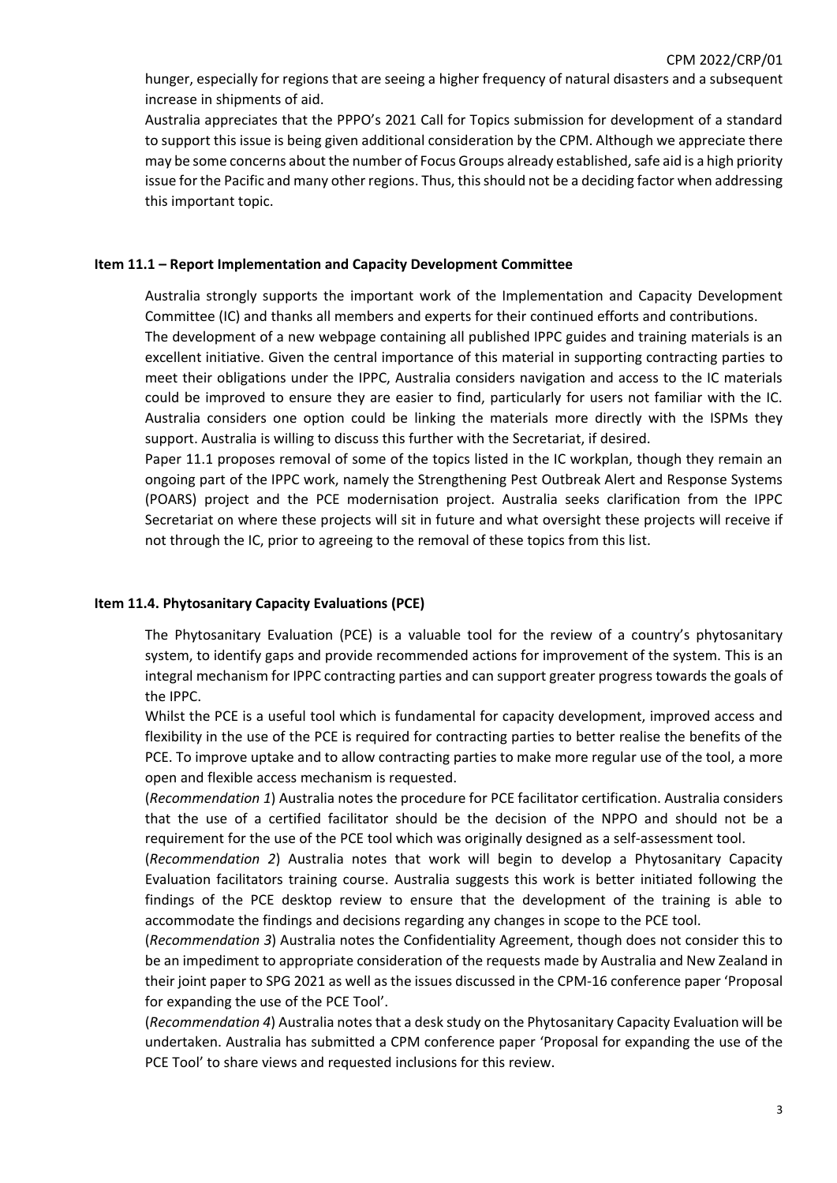hunger, especially for regions that are seeing a higher frequency of natural disasters and a subsequent increase in shipments of aid.

Australia appreciates that the PPPO's 2021 Call for Topics submission for development of a standard to support this issue is being given additional consideration by the CPM. Although we appreciate there may be some concerns about the number of Focus Groups already established, safe aid is a high priority issue for the Pacific and many other regions. Thus, this should not be a deciding factor when addressing this important topic.

**Item 11.1 – Report Implementation and Capacity Development Committee**

Australia strongly supports the important work of the Implementation and Capacity Development Committee (IC) and thanks all members and experts for their continued efforts and contributions.

The development of a new webpage containing all published IPPC guides and training materials is an excellent initiative. Given the central importance of this material in supporting contracting parties to meet their obligations under the IPPC, Australia considers navigation and access to the IC materials could be improved to ensure they are easier to find, particularly for users not familiar with the IC. Australia considers one option could be linking the materials more directly with the ISPMs they support. Australia is willing to discuss this further with the Secretariat, if desired.

Paper 11.1 proposes removal of some of the topics listed in the IC workplan, though they remain an ongoing part of the IPPC work, namely the Strengthening Pest Outbreak Alert and Response Systems (POARS) project and the PCE modernisation project. Australia seeks clarification from the IPPC Secretariat on where these projects will sit in future and what oversight these projects will receive if not through the IC, prior to agreeing to the removal of these topics from this list.

**Item 11.4. Phytosanitary Capacity Evaluations (PCE)**

The Phytosanitary Evaluation (PCE) is a valuable tool for the review of a country's phytosanitary system, to identify gaps and provide recommended actions for improvement of the system. This is an integral mechanism for IPPC contracting parties and can support greater progress towards the goals of the IPPC.

Whilst the PCE is a useful tool which is fundamental for capacity development, improved access and flexibility in the use of the PCE is required for contracting parties to better realise the benefits of the PCE. To improve uptake and to allow contracting parties to make more regular use of the tool, a more open and flexible access mechanism is requested.

(*Recommendation 1*) Australia notes the procedure for PCE facilitator certification. Australia considers that the use of a certified facilitator should be the decision of the NPPO and should not be a requirement for the use of the PCE tool which was originally designed as a self-assessment tool.

(*Recommendation 2*) Australia notes that work will begin to develop a Phytosanitary Capacity Evaluation facilitators training course. Australia suggests this work is better initiated following the findings of the PCE desktop review to ensure that the development of the training is able to accommodate the findings and decisions regarding any changes in scope to the PCE tool.

(*Recommendation 3*) Australia notes the Confidentiality Agreement, though does not consider this to be an impediment to appropriate consideration of the requests made by Australia and New Zealand in their joint paper to SPG 2021 as well as the issues discussed in the CPM-16 conference paper 'Proposal for expanding the use of the PCE Tool'.

(*Recommendation 4*) Australia notes that a desk study on the Phytosanitary Capacity Evaluation will be undertaken. Australia has submitted a CPM conference paper 'Proposal for expanding the use of the PCE Tool' to share views and requested inclusions for this review.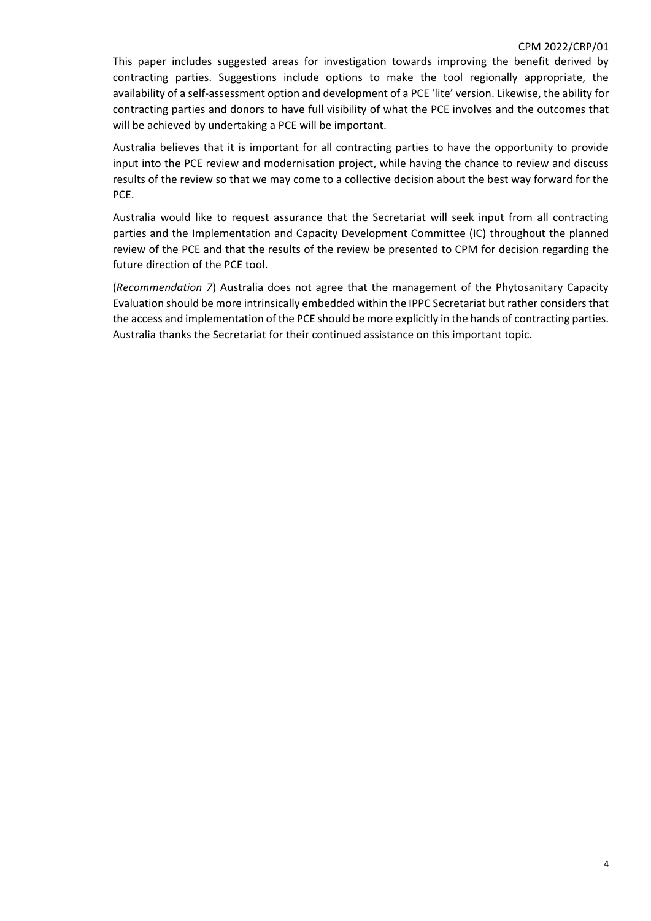This paper includes suggested areas for investigation towards improving the benefit derived by contracting parties. Suggestions include options to make the tool regionally appropriate, the availability of a self-assessment option and development of a PCE 'lite' version. Likewise, the ability for contracting parties and donors to have full visibility of what the PCE involves and the outcomes that will be achieved by undertaking a PCE will be important.

Australia believes that it is important for all contracting parties to have the opportunity to provide input into the PCE review and modernisation project, while having the chance to review and discuss results of the review so that we may come to a collective decision about the best way forward for the PCE.

Australia would like to request assurance that the Secretariat will seek input from all contracting parties and the Implementation and Capacity Development Committee (IC) throughout the planned review of the PCE and that the results of the review be presented to CPM for decision regarding the future direction of the PCE tool.

(*Recommendation 7*) Australia does not agree that the management of the Phytosanitary Capacity Evaluation should be more intrinsically embedded within the IPPC Secretariat but rather considers that the access and implementation of the PCE should be more explicitly in the hands of contracting parties. Australia thanks the Secretariat for their continued assistance on this important topic.